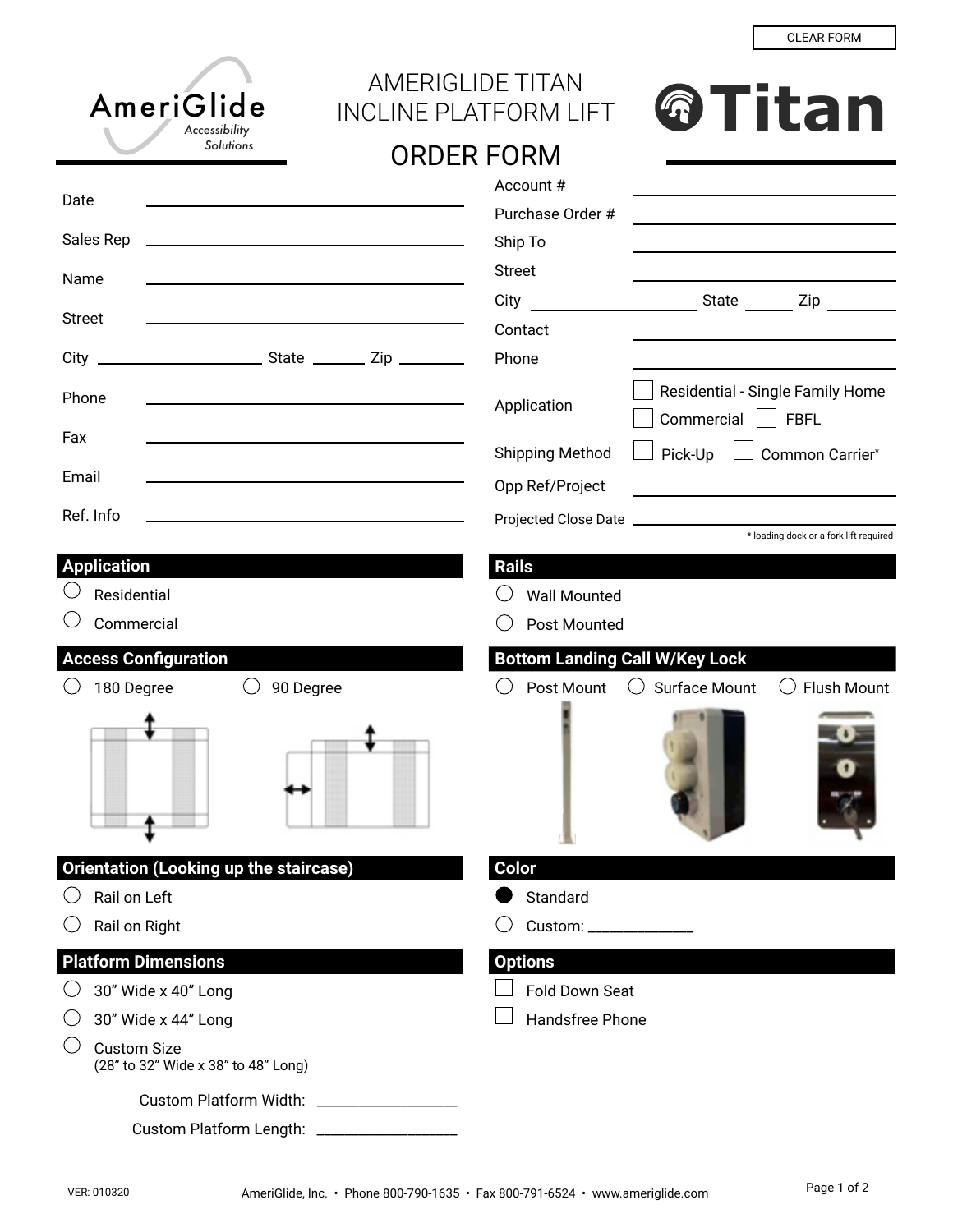CLEAR FORM

# AMERIGLIDE TITAN INCLINE PLATFORM LIFT

## ORDER FORM

AmeriGlide Accessibility Solutions

Titan

Date ____________________

Sales Rep ____________________

Name ____________________

Street ____________________

City ____________ State ______ Zip ______

Phone ____________________

Fax ____________________

Email ____________________

Ref. Info ____________________

Account # ____________________

Purchase Order # ____________________

Ship To ____________________

Street ____________________

City ____________ State ______ Zip ______

Contact ____________________

Phone ____________________

Application
- ☐ Residential - Single Family Home
- ☐ Commercial
- ☐ FBFL

Shipping Method
- ☐ Pick-Up
- ☐ Common Carrier*

Opp Ref/Project ____________________

Projected Close Date ____________________

\* loading dock or a fork lift required

### Application

- ○ Residential
- ○ Commercial

### Access Configuration

- ○ 180 Degree
- ○ 90 Degree

### Orientation (Looking up the staircase)

- ○ Rail on Left
- ○ Rail on Right

### Platform Dimensions

- ○ 30” Wide x 40” Long
- ○ 30” Wide x 44” Long
- ○ Custom Size (28” to 32” Wide x 38” to 48” Long)

Custom Platform Width: ____________________

Custom Platform Length: ____________________

### Rails

- ○ Wall Mounted
- ○ Post Mounted

### Bottom Landing Call W/Key Lock

- ○ Post Mount
- ○ Surface Mount
- ○ Flush Mount

### Color

- ● Standard
- ○ Custom: ______________

### Options

- ☐ Fold Down Seat
- ☐ Handsfree Phone

VER: 010320

AmeriGlide, Inc. • Phone 800-790-1635 • Fax 800-791-6524 • www.ameriglide.com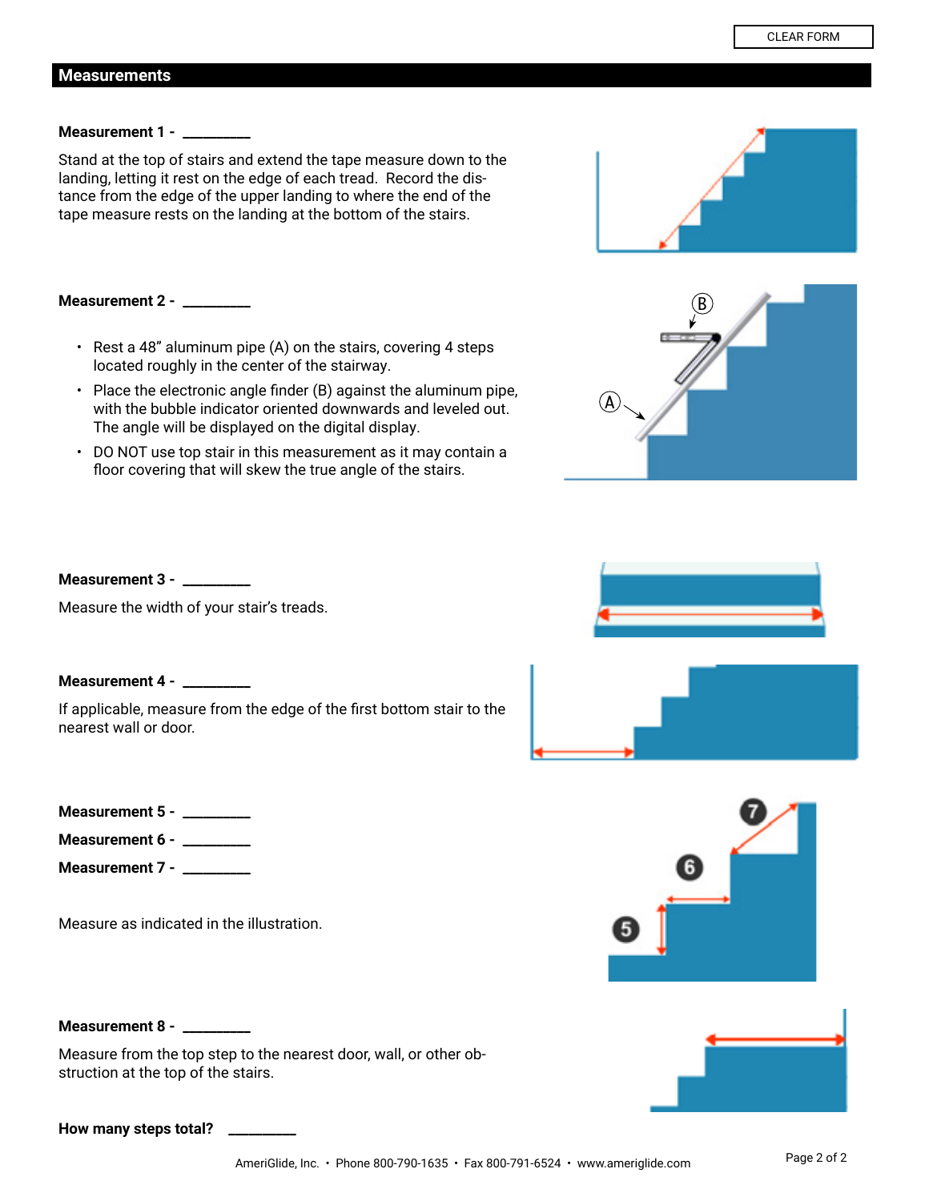CLEAR FORM

## Measurements

**Measurement 1 - _________**

Stand at the top of stairs and extend the tape measure down to the landing, letting it rest on the edge of each tread. Record the distance from the edge of the upper landing to where the end of the tape measure rests on the landing at the bottom of the stairs.

**Measurement 2 - _________**

- Rest a 48" aluminum pipe (A) on the stairs, covering 4 steps located roughly in the center of the stairway.
- Place the electronic angle finder (B) against the aluminum pipe, with the bubble indicator oriented downwards and leveled out. The angle will be displayed on the digital display.
- DO NOT use top stair in this measurement as it may contain a floor covering that will skew the true angle of the stairs.

B

A

**Measurement 3 - _________**

Measure the width of your stair's treads.

**Measurement 4 - _________**

If applicable, measure from the edge of the first bottom stair to the nearest wall or door.

**Measurement 5 - _________**

**Measurement 6 - _________**

**Measurement 7 - _________**

Measure as indicated in the illustration.

7

6

5

**Measurement 8 - _________**

Measure from the top step to the nearest door, wall, or other obstruction at the top of the stairs.

**How many steps total? _________**

AmeriGlide, Inc. • Phone 800-790-1635 • Fax 800-791-6524 • www.ameriglide.com